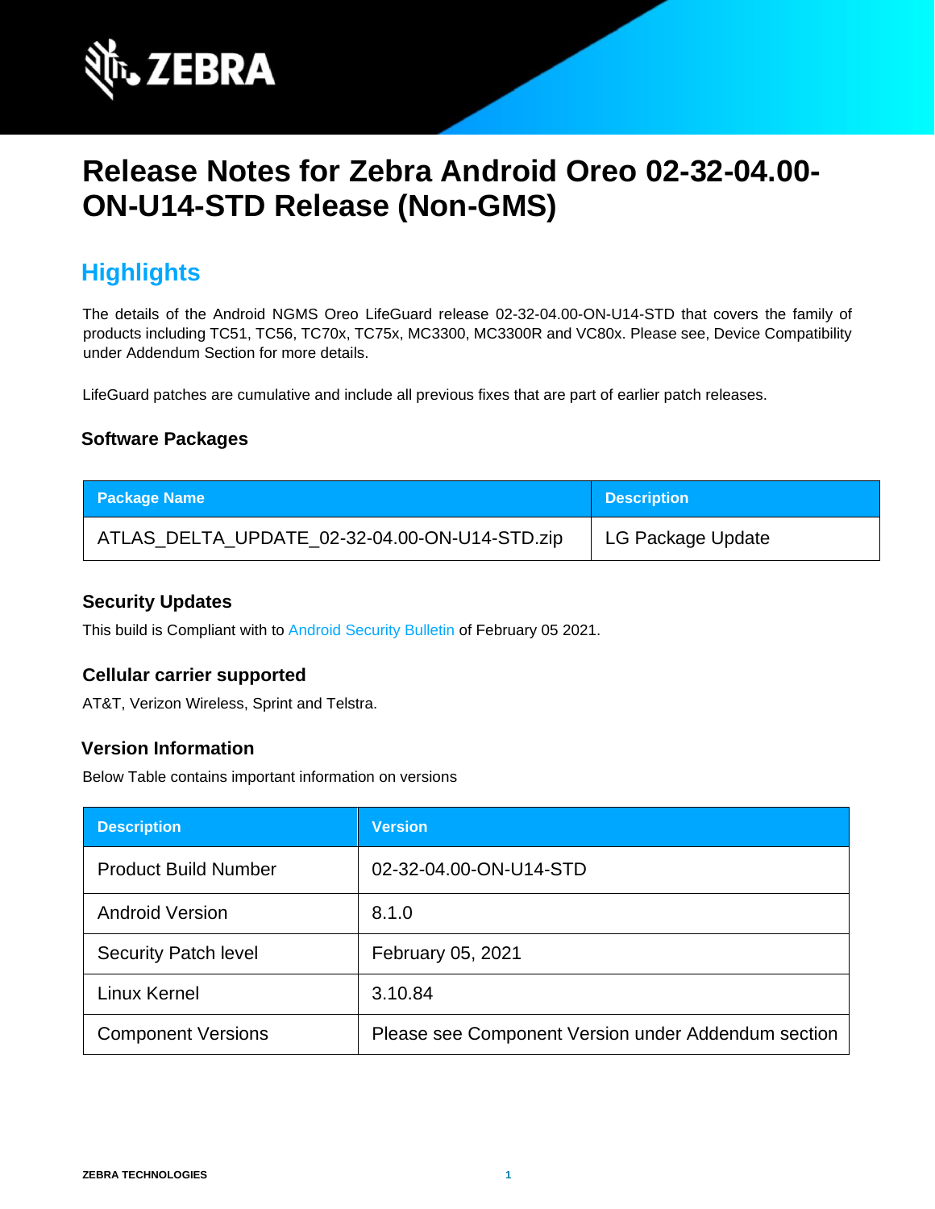# Release Notes for Zebra Android Oreo 02-32-04.00-ON-U14-STD Release (Non-GMS)

## Highlights

The details of the Android NGMS Oreo LifeGuard release 02-32-04.00-ON-U14-STD that covers the family of products including TC51, TC56, TC70x, TC75x, MC3300, MC3300R and VC80x. Please see, Device Compatibility under Addendum Section for more details.

LifeGuard patches are cumulative and include all previous fixes that are part of earlier patch releases.

### Software Packages

| Package Name | Description |
| --- | --- |
| ATLAS_DELTA_UPDATE_02-32-04.00-ON-U14-STD.zip | LG Package Update |

### Security Updates

This build is Compliant with to Android Security Bulletin of February 05 2021.

### Cellular carrier supported

AT&T, Verizon Wireless, Sprint and Telstra.

### Version Information

Below Table contains important information on versions

| Description | Version |
| --- | --- |
| Product Build Number | 02-32-04.00-ON-U14-STD |
| Android Version | 8.1.0 |
| Security Patch level | February 05, 2021 |
| Linux Kernel | 3.10.84 |
| Component Versions | Please see Component Version under Addendum section |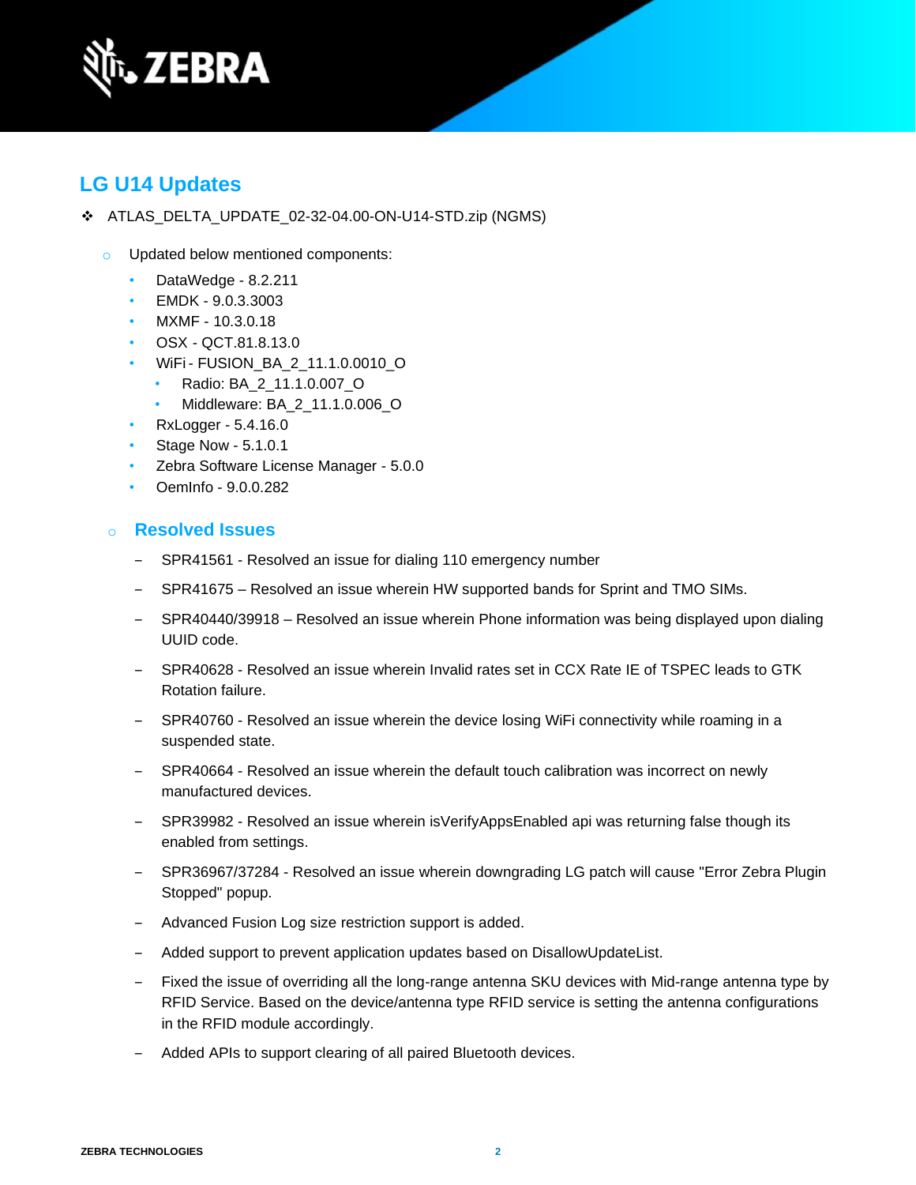## LG U14 Updates

- ATLAS_DELTA_UPDATE_02-32-04.00-ON-U14-STD.zip (NGMS)

    - Updated below mentioned components:
        - DataWedge - 8.2.211
        - EMDK - 9.0.3.3003
        - MXMF - 10.3.0.18
        - OSX - QCT.81.8.13.0
        - WiFi - FUSION_BA_2_11.1.0.0010_O
            - Radio: BA_2_11.1.0.007_O
            - Middleware: BA_2_11.1.0.006_O
        - RxLogger - 5.4.16.0
        - Stage Now - 5.1.0.1
        - Zebra Software License Manager - 5.0.0
        - OemInfo - 9.0.0.282

    - ### Resolved Issues
        - SPR41561 - Resolved an issue for dialing 110 emergency number
        - SPR41675 – Resolved an issue wherein HW supported bands for Sprint and TMO SIMs.
        - SPR40440/39918 – Resolved an issue wherein Phone information was being displayed upon dialing UUID code.
        - SPR40628 - Resolved an issue wherein Invalid rates set in CCX Rate IE of TSPEC leads to GTK Rotation failure.
        - SPR40760 - Resolved an issue wherein the device losing WiFi connectivity while roaming in a suspended state.
        - SPR40664 - Resolved an issue wherein the default touch calibration was incorrect on newly manufactured devices.
        - SPR39982 - Resolved an issue wherein isVerifyAppsEnabled api was returning false though its enabled from settings.
        - SPR36967/37284 - Resolved an issue wherein downgrading LG patch will cause "Error Zebra Plugin Stopped" popup.
        - Advanced Fusion Log size restriction support is added.
        - Added support to prevent application updates based on DisallowUpdateList.
        - Fixed the issue of overriding all the long-range antenna SKU devices with Mid-range antenna type by RFID Service. Based on the device/antenna type RFID service is setting the antenna configurations in the RFID module accordingly.
        - Added APIs to support clearing of all paired Bluetooth devices.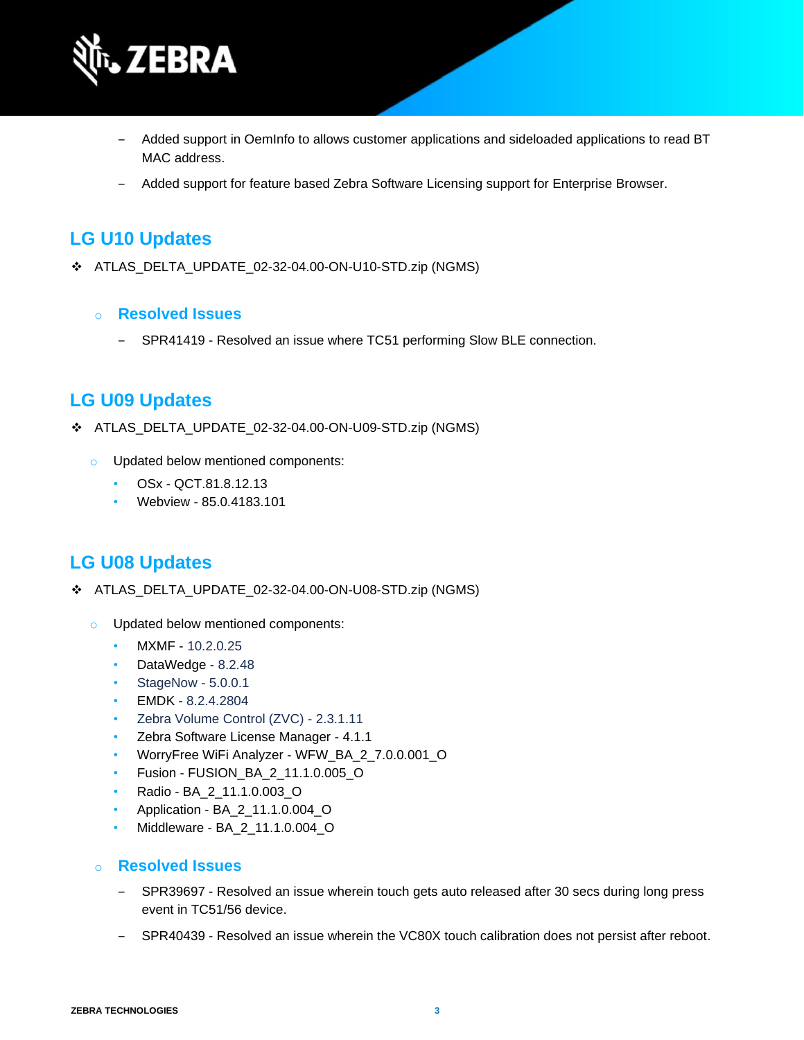- Added support in OemInfo to allows customer applications and sideloaded applications to read BT MAC address.
- Added support for feature based Zebra Software Licensing support for Enterprise Browser.

## LG U10 Updates

- ATLAS_DELTA_UPDATE_02-32-04.00-ON-U10-STD.zip (NGMS)

### Resolved Issues

- SPR41419 - Resolved an issue where TC51 performing Slow BLE connection.

## LG U09 Updates

- ATLAS_DELTA_UPDATE_02-32-04.00-ON-U09-STD.zip (NGMS)
  - Updated below mentioned components:
    - OSx - QCT.81.8.12.13
    - Webview - 85.0.4183.101

## LG U08 Updates

- ATLAS_DELTA_UPDATE_02-32-04.00-ON-U08-STD.zip (NGMS)
  - Updated below mentioned components:
    - MXMF - 10.2.0.25
    - DataWedge - 8.2.48
    - StageNow - 5.0.0.1
    - EMDK - 8.2.4.2804
    - Zebra Volume Control (ZVC) - 2.3.1.11
    - Zebra Software License Manager - 4.1.1
    - WorryFree WiFi Analyzer - WFW_BA_2_7.0.0.001_O
    - Fusion - FUSION_BA_2_11.1.0.005_O
    - Radio - BA_2_11.1.0.003_O
    - Application - BA_2_11.1.0.004_O
    - Middleware - BA_2_11.1.0.004_O

### Resolved Issues

- SPR39697 - Resolved an issue wherein touch gets auto released after 30 secs during long press event in TC51/56 device.
- SPR40439 - Resolved an issue wherein the VC80X touch calibration does not persist after reboot.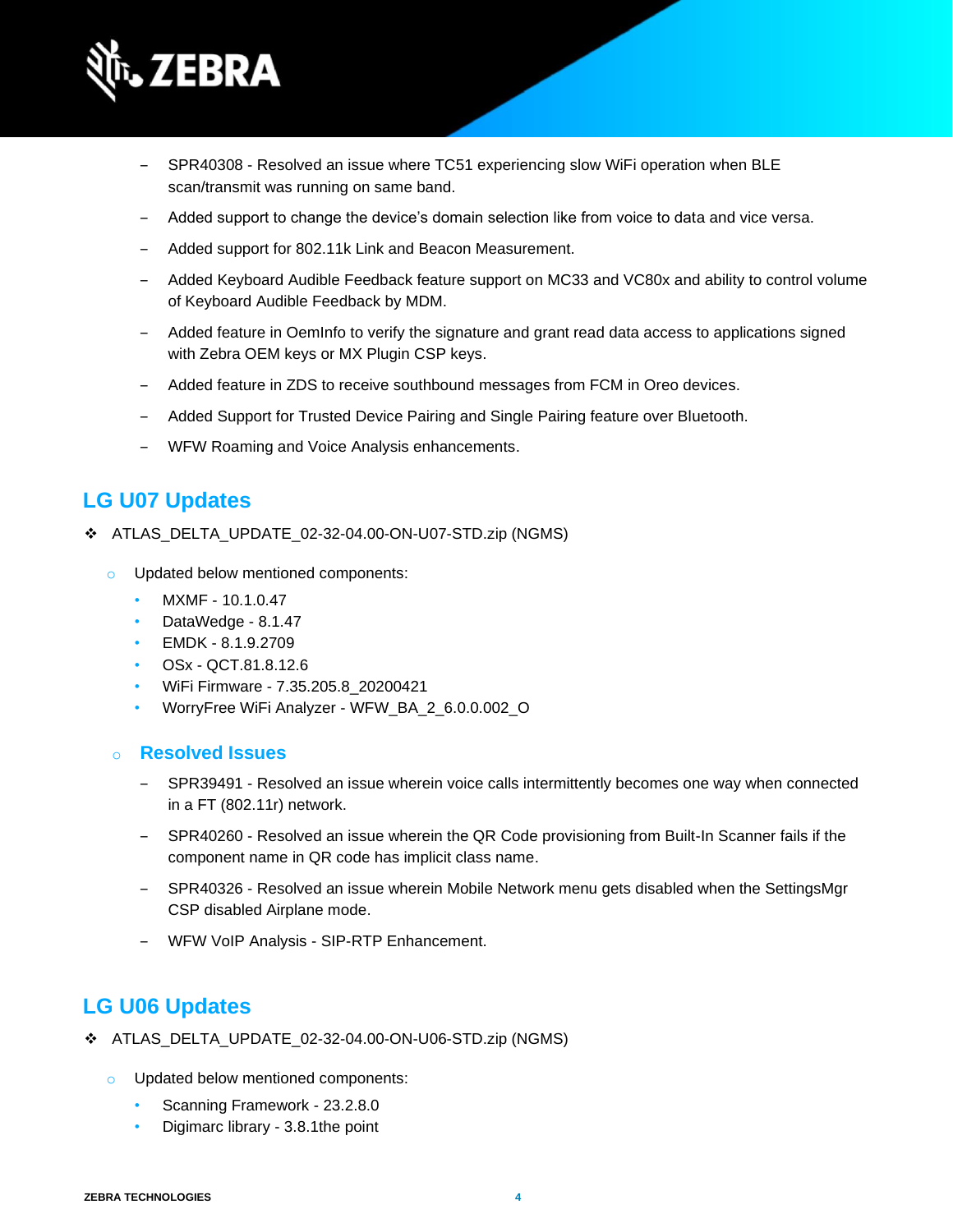- SPR40308 - Resolved an issue where TC51 experiencing slow WiFi operation when BLE scan/transmit was running on same band.
- Added support to change the device's domain selection like from voice to data and vice versa.
- Added support for 802.11k Link and Beacon Measurement.
- Added Keyboard Audible Feedback feature support on MC33 and VC80x and ability to control volume of Keyboard Audible Feedback by MDM.
- Added feature in OemInfo to verify the signature and grant read data access to applications signed with Zebra OEM keys or MX Plugin CSP keys.
- Added feature in ZDS to receive southbound messages from FCM in Oreo devices.
- Added Support for Trusted Device Pairing and Single Pairing feature over Bluetooth.
- WFW Roaming and Voice Analysis enhancements.

## LG U07 Updates

- ATLAS_DELTA_UPDATE_02-32-04.00-ON-U07-STD.zip (NGMS)
  - Updated below mentioned components:
    - MXMF - 10.1.0.47
    - DataWedge - 8.1.47
    - EMDK - 8.1.9.2709
    - OSx - QCT.81.8.12.6
    - WiFi Firmware - 7.35.205.8_20200421
    - WorryFree WiFi Analyzer - WFW_BA_2_6.0.0.002_O

### Resolved Issues

- SPR39491 - Resolved an issue wherein voice calls intermittently becomes one way when connected in a FT (802.11r) network.
- SPR40260 - Resolved an issue wherein the QR Code provisioning from Built-In Scanner fails if the component name in QR code has implicit class name.
- SPR40326 - Resolved an issue wherein Mobile Network menu gets disabled when the SettingsMgr CSP disabled Airplane mode.
- WFW VoIP Analysis - SIP-RTP Enhancement.

## LG U06 Updates

- ATLAS_DELTA_UPDATE_02-32-04.00-ON-U06-STD.zip (NGMS)
  - Updated below mentioned components:
    - Scanning Framework - 23.2.8.0
    - Digimarc library - 3.8.1the point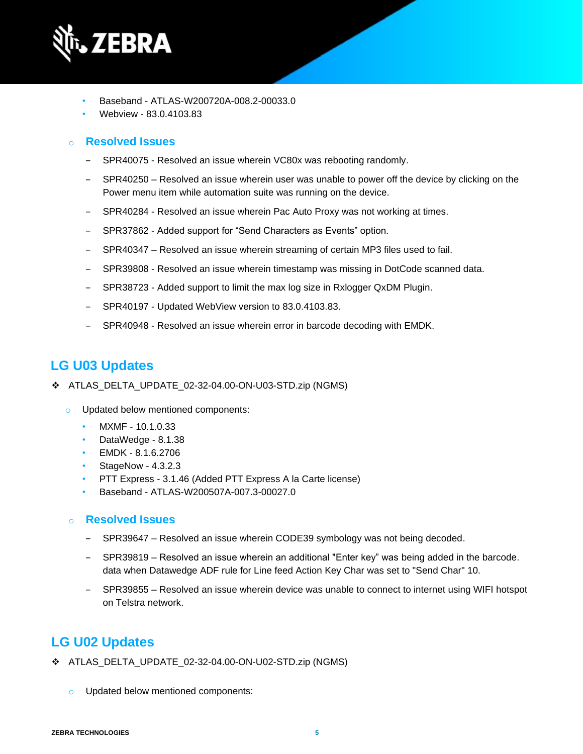- Baseband - ATLAS-W200720A-008.2-00033.0
- Webview - 83.0.4103.83

- **Resolved Issues**
  - SPR40075 - Resolved an issue wherein VC80x was rebooting randomly.
  - SPR40250 – Resolved an issue wherein user was unable to power off the device by clicking on the Power menu item while automation suite was running on the device.
  - SPR40284 - Resolved an issue wherein Pac Auto Proxy was not working at times.
  - SPR37862 - Added support for "Send Characters as Events" option.
  - SPR40347 – Resolved an issue wherein streaming of certain MP3 files used to fail.
  - SPR39808 - Resolved an issue wherein timestamp was missing in DotCode scanned data.
  - SPR38723 - Added support to limit the max log size in Rxlogger QxDM Plugin.
  - SPR40197 - Updated WebView version to 83.0.4103.83.
  - SPR40948 - Resolved an issue wherein error in barcode decoding with EMDK.

## LG U03 Updates

- ATLAS_DELTA_UPDATE_02-32-04.00-ON-U03-STD.zip (NGMS)
  - Updated below mentioned components:
    - MXMF - 10.1.0.33
    - DataWedge - 8.1.38
    - EMDK - 8.1.6.2706
    - StageNow - 4.3.2.3
    - PTT Express - 3.1.46 (Added PTT Express A la Carte license)
    - Baseband - ATLAS-W200507A-007.3-00027.0

  - **Resolved Issues**
    - SPR39647 – Resolved an issue wherein CODE39 symbology was not being decoded.
    - SPR39819 – Resolved an issue wherein an additional "Enter key" was being added in the barcode. data when Datawedge ADF rule for Line feed Action Key Char was set to "Send Char" 10.
    - SPR39855 – Resolved an issue wherein device was unable to connect to internet using WIFI hotspot on Telstra network.

## LG U02 Updates

- ATLAS_DELTA_UPDATE_02-32-04.00-ON-U02-STD.zip (NGMS)
  - Updated below mentioned components: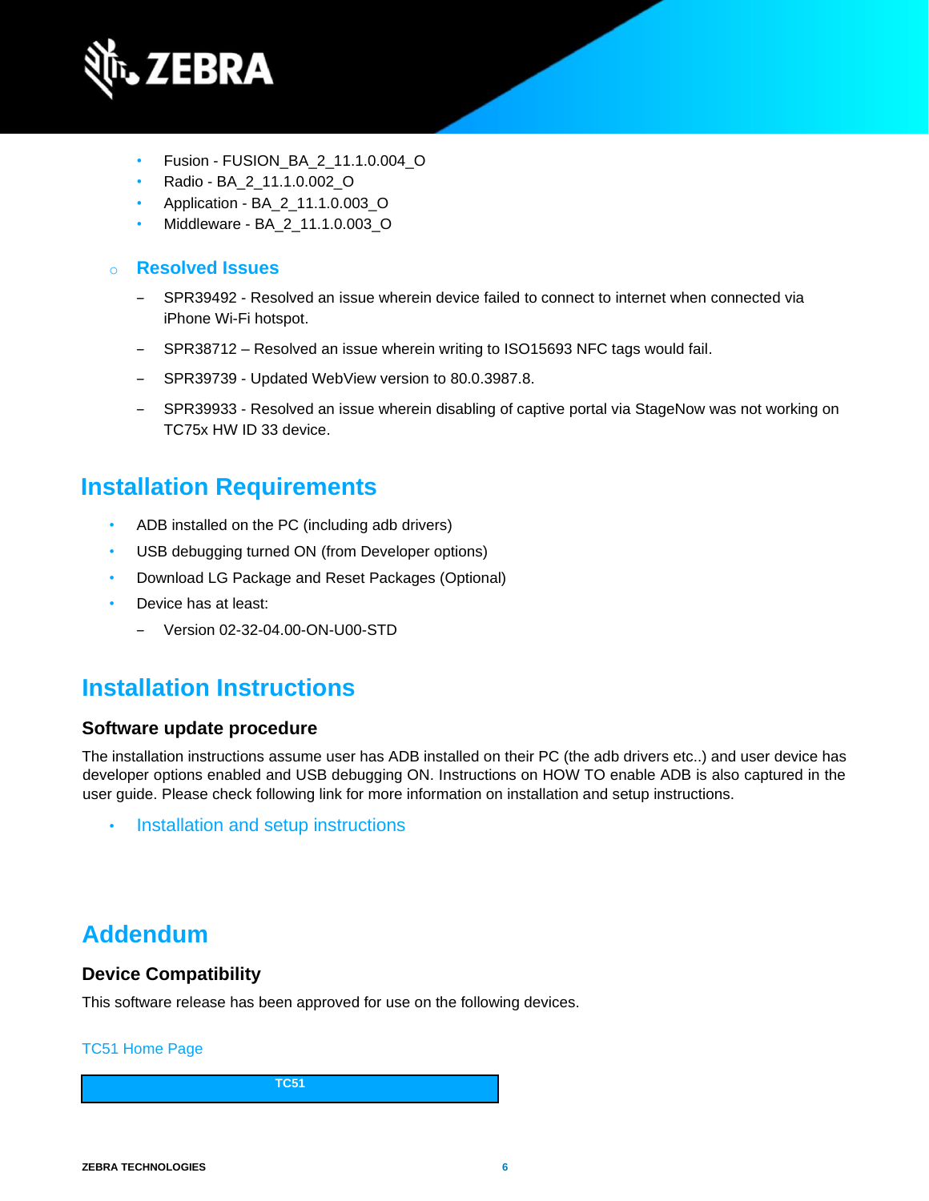- Fusion - FUSION_BA_2_11.1.0.004_O
- Radio - BA_2_11.1.0.002_O
- Application - BA_2_11.1.0.003_O
- Middleware - BA_2_11.1.0.003_O

### Resolved Issues

- SPR39492 - Resolved an issue wherein device failed to connect to internet when connected via iPhone Wi-Fi hotspot.
- SPR38712 – Resolved an issue wherein writing to ISO15693 NFC tags would fail.
- SPR39739 - Updated WebView version to 80.0.3987.8.
- SPR39933 - Resolved an issue wherein disabling of captive portal via StageNow was not working on TC75x HW ID 33 device.

# Installation Requirements

- ADB installed on the PC (including adb drivers)
- USB debugging turned ON (from Developer options)
- Download LG Package and Reset Packages (Optional)
- Device has at least:
  - Version 02-32-04.00-ON-U00-STD

# Installation Instructions

## Software update procedure

The installation instructions assume user has ADB installed on their PC (the adb drivers etc..) and user device has developer options enabled and USB debugging ON. Instructions on HOW TO enable ADB is also captured in the user guide. Please check following link for more information on installation and setup instructions.

- Installation and setup instructions

# Addendum

## Device Compatibility

This software release has been approved for use on the following devices.

TC51 Home Page

| TC51 |
|---|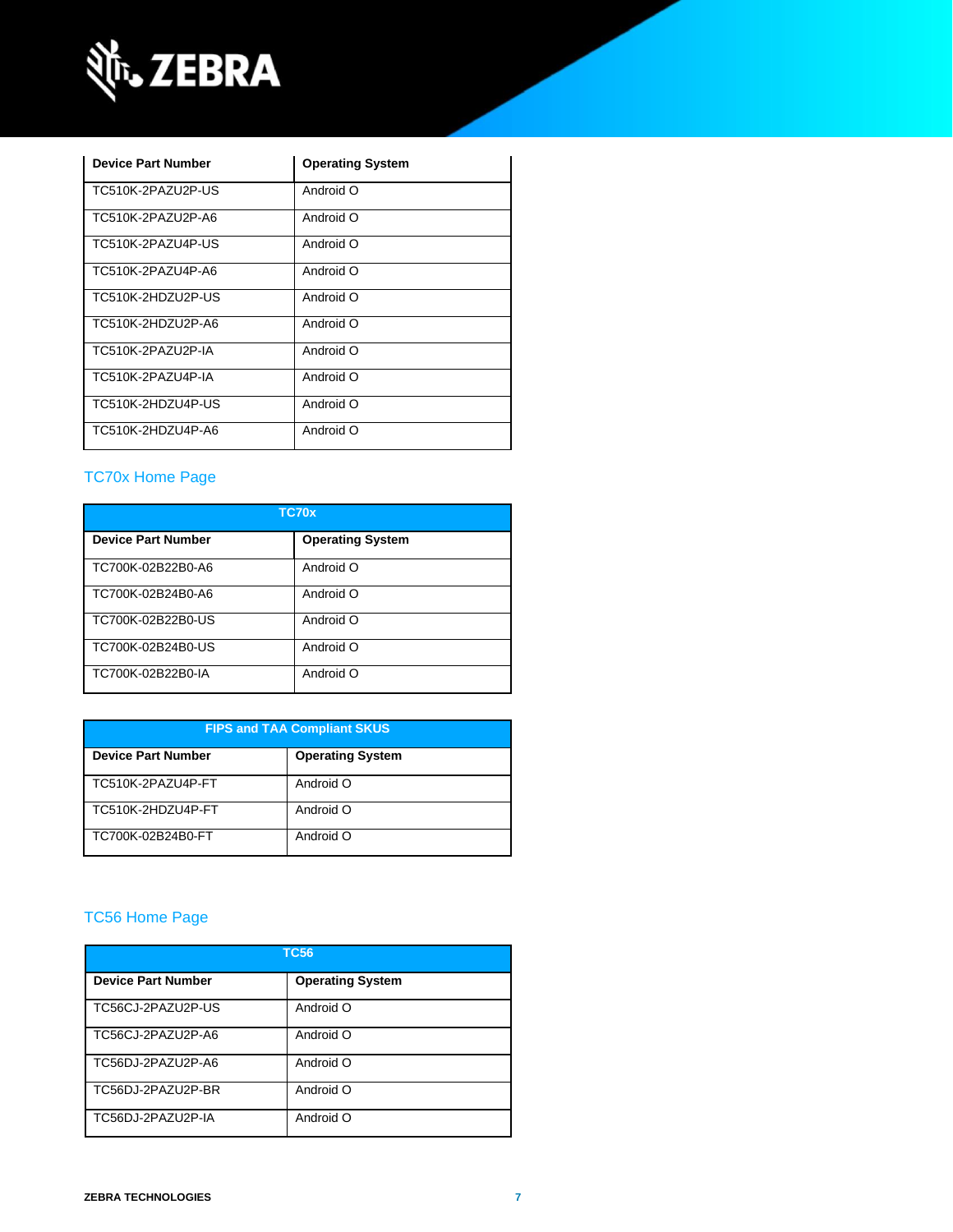| Device Part Number | Operating System |
|---|---|
| TC510K-2PAZU2P-US | Android O |
| TC510K-2PAZU2P-A6 | Android O |
| TC510K-2PAZU4P-US | Android O |
| TC510K-2PAZU4P-A6 | Android O |
| TC510K-2HDZU2P-US | Android O |
| TC510K-2HDZU2P-A6 | Android O |
| TC510K-2PAZU2P-IA | Android O |
| TC510K-2PAZU4P-IA | Android O |
| TC510K-2HDZU4P-US | Android O |
| TC510K-2HDZU4P-A6 | Android O |

## TC70x Home Page

| TC70x | |
|---|---|
| **Device Part Number** | **Operating System** |
| TC700K-02B22B0-A6 | Android O |
| TC700K-02B24B0-A6 | Android O |
| TC700K-02B22B0-US | Android O |
| TC700K-02B24B0-US | Android O |
| TC700K-02B22B0-IA | Android O |

| FIPS and TAA Compliant SKUS | |
|---|---|
| **Device Part Number** | **Operating System** |
| TC510K-2PAZU4P-FT | Android O |
| TC510K-2HDZU4P-FT | Android O |
| TC700K-02B24B0-FT | Android O |

## TC56 Home Page

| TC56 | |
|---|---|
| **Device Part Number** | **Operating System** |
| TC56CJ-2PAZU2P-US | Android O |
| TC56CJ-2PAZU2P-A6 | Android O |
| TC56DJ-2PAZU2P-A6 | Android O |
| TC56DJ-2PAZU2P-BR | Android O |
| TC56DJ-2PAZU2P-IA | Android O |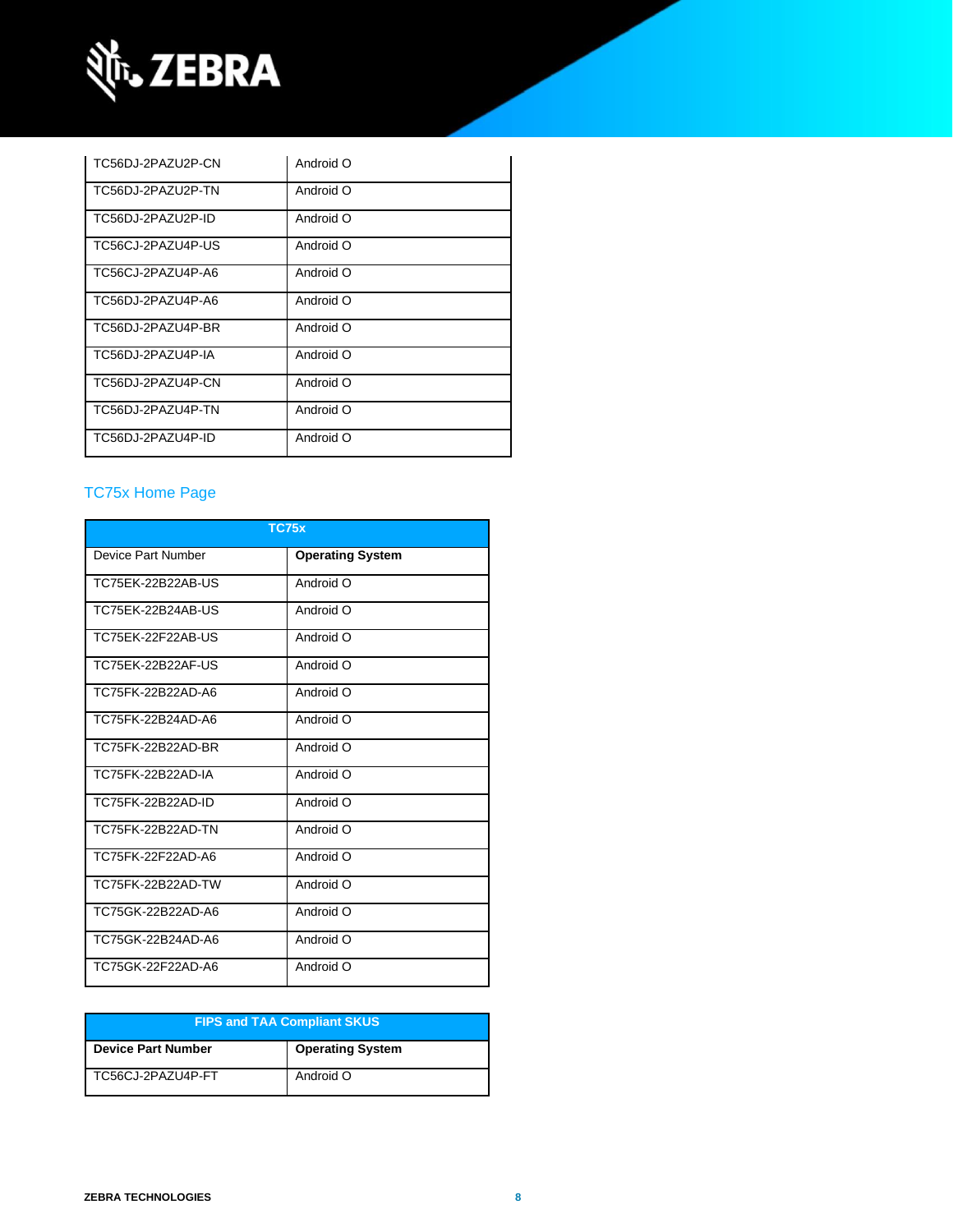| | |
|---|---|
| TC56DJ-2PAZU2P-CN | Android O |
| TC56DJ-2PAZU2P-TN | Android O |
| TC56DJ-2PAZU2P-ID | Android O |
| TC56CJ-2PAZU4P-US | Android O |
| TC56CJ-2PAZU4P-A6 | Android O |
| TC56DJ-2PAZU4P-A6 | Android O |
| TC56DJ-2PAZU4P-BR | Android O |
| TC56DJ-2PAZU4P-IA | Android O |
| TC56DJ-2PAZU4P-CN | Android O |
| TC56DJ-2PAZU4P-TN | Android O |
| TC56DJ-2PAZU4P-ID | Android O |

## TC75x Home Page

| TC75x | |
|---|---|
| Device Part Number | **Operating System** |
| TC75EK-22B22AB-US | Android O |
| TC75EK-22B24AB-US | Android O |
| TC75EK-22F22AB-US | Android O |
| TC75EK-22B22AF-US | Android O |
| TC75FK-22B22AD-A6 | Android O |
| TC75FK-22B24AD-A6 | Android O |
| TC75FK-22B22AD-BR | Android O |
| TC75FK-22B22AD-IA | Android O |
| TC75FK-22B22AD-ID | Android O |
| TC75FK-22B22AD-TN | Android O |
| TC75FK-22F22AD-A6 | Android O |
| TC75FK-22B22AD-TW | Android O |
| TC75GK-22B22AD-A6 | Android O |
| TC75GK-22B24AD-A6 | Android O |
| TC75GK-22F22AD-A6 | Android O |

| FIPS and TAA Compliant SKUS | |
|---|---|
| **Device Part Number** | **Operating System** |
| TC56CJ-2PAZU4P-FT | Android O |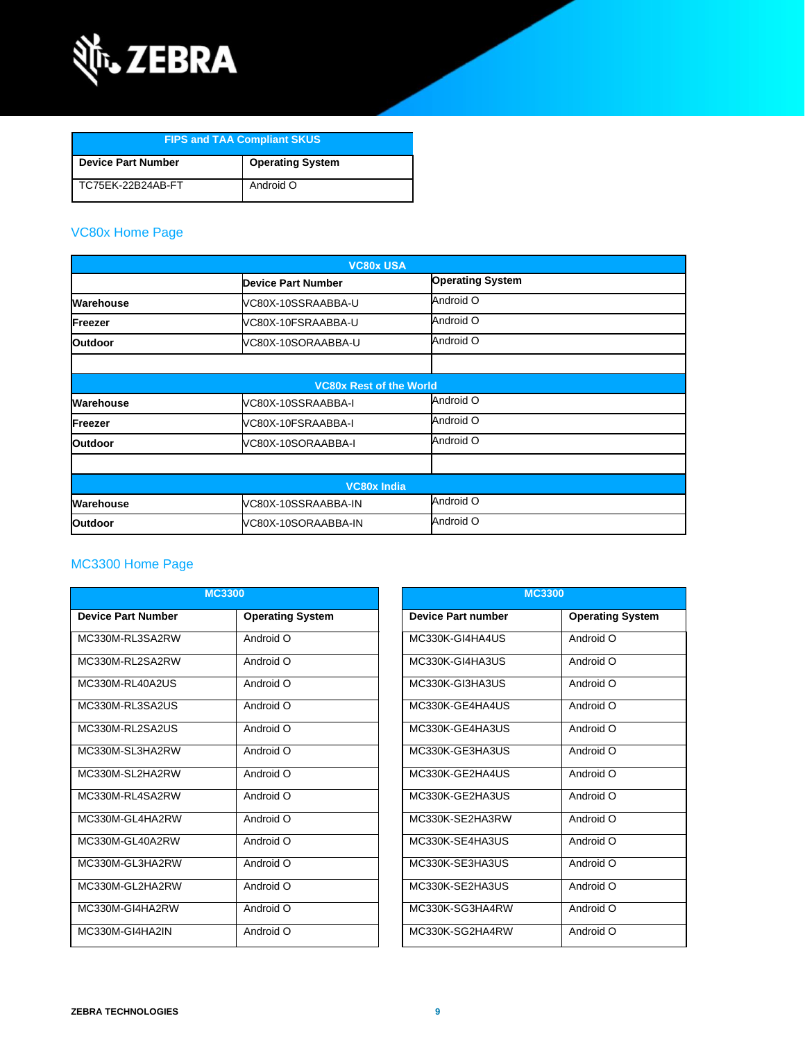| FIPS and TAA Compliant SKUS | |
|---|---|
| **Device Part Number** | **Operating System** |
| TC75EK-22B24AB-FT | Android O |

## VC80x Home Page

| VC80x USA | | |
|---|---|---|
| | **Device Part Number** | **Operating System** |
| **Warehouse** | VC80X-10SSRAABBA-U | Android O |
| **Freezer** | VC80X-10FSRAABBA-U | Android O |
| **Outdoor** | VC80X-10SORAABBA-U | Android O |
| | | |
| **VC80x Rest of the World** | | |
| **Warehouse** | VC80X-10SSRAABBA-I | Android O |
| **Freezer** | VC80X-10FSRAABBA-I | Android O |
| **Outdoor** | VC80X-10SORAABBA-I | Android O |
| | | |
| **VC80x India** | | |
| **Warehouse** | VC80X-10SSRAABBA-IN | Android O |
| **Outdoor** | VC80X-10SORAABBA-IN | Android O |

## MC3300 Home Page

| MC3300 | |
|---|---|
| **Device Part Number** | **Operating System** |
| MC330M-RL3SA2RW | Android O |
| MC330M-RL2SA2RW | Android O |
| MC330M-RL40A2US | Android O |
| MC330M-RL3SA2US | Android O |
| MC330M-RL2SA2US | Android O |
| MC330M-SL3HA2RW | Android O |
| MC330M-SL2HA2RW | Android O |
| MC330M-RL4SA2RW | Android O |
| MC330M-GL4HA2RW | Android O |
| MC330M-GL40A2RW | Android O |
| MC330M-GL3HA2RW | Android O |
| MC330M-GL2HA2RW | Android O |
| MC330M-GI4HA2RW | Android O |
| MC330M-GI4HA2IN | Android O |

| MC3300 | |
|---|---|
| **Device Part number** | **Operating System** |
| MC330K-GI4HA4US | Android O |
| MC330K-GI4HA3US | Android O |
| MC330K-GI3HA3US | Android O |
| MC330K-GE4HA4US | Android O |
| MC330K-GE4HA3US | Android O |
| MC330K-GE3HA3US | Android O |
| MC330K-GE2HA4US | Android O |
| MC330K-GE2HA3US | Android O |
| MC330K-SE2HA3RW | Android O |
| MC330K-SE4HA3US | Android O |
| MC330K-SE3HA3US | Android O |
| MC330K-SE2HA3US | Android O |
| MC330K-SG3HA4RW | Android O |
| MC330K-SG2HA4RW | Android O |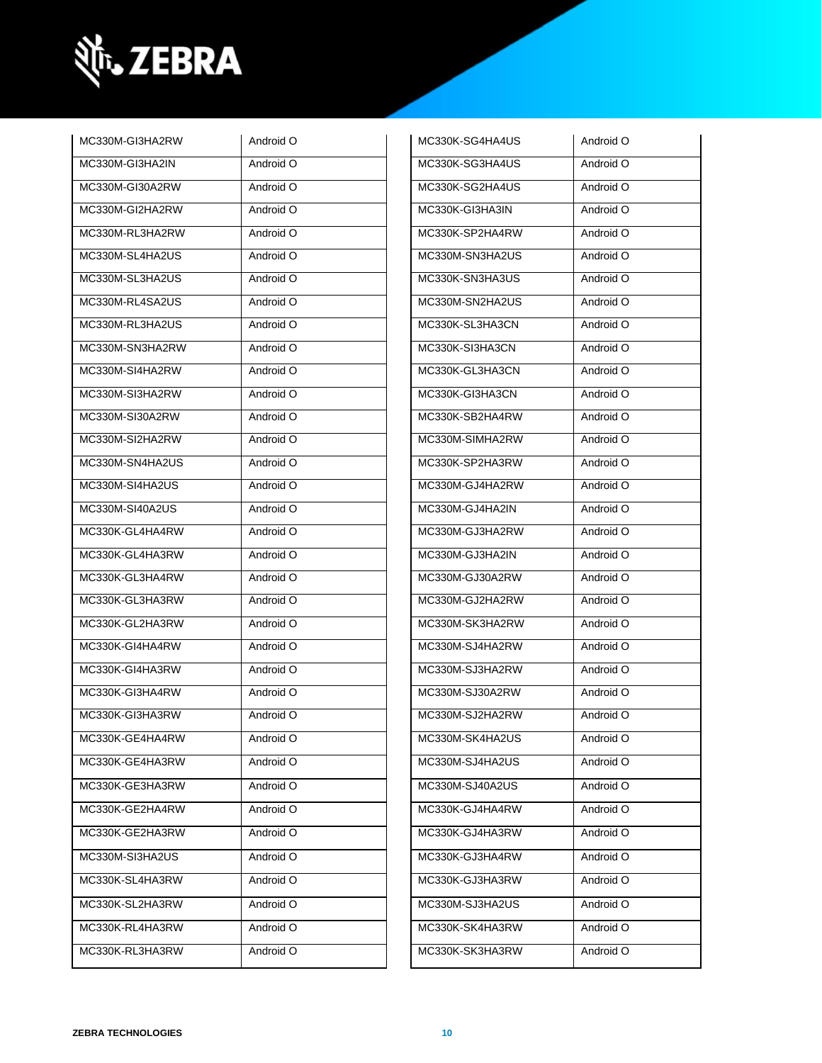| MC330M-GI3HA2RW | Android O |
|---|---|
| MC330M-GI3HA2IN | Android O |
| MC330M-GI30A2RW | Android O |
| MC330M-GI2HA2RW | Android O |
| MC330M-RL3HA2RW | Android O |
| MC330M-SL4HA2US | Android O |
| MC330M-SL3HA2US | Android O |
| MC330M-RL4SA2US | Android O |
| MC330M-RL3HA2US | Android O |
| MC330M-SN3HA2RW | Android O |
| MC330M-SI4HA2RW | Android O |
| MC330M-SI3HA2RW | Android O |
| MC330M-SI30A2RW | Android O |
| MC330M-SI2HA2RW | Android O |
| MC330M-SN4HA2US | Android O |
| MC330M-SI4HA2US | Android O |
| MC330M-SI40A2US | Android O |
| MC330K-GL4HA4RW | Android O |
| MC330K-GL4HA3RW | Android O |
| MC330K-GL3HA4RW | Android O |
| MC330K-GL3HA3RW | Android O |
| MC330K-GL2HA3RW | Android O |
| MC330K-GI4HA4RW | Android O |
| MC330K-GI4HA3RW | Android O |
| MC330K-GI3HA4RW | Android O |
| MC330K-GI3HA3RW | Android O |
| MC330K-GE4HA4RW | Android O |
| MC330K-GE4HA3RW | Android O |
| MC330K-GE3HA3RW | Android O |
| MC330K-GE2HA4RW | Android O |
| MC330K-GE2HA3RW | Android O |
| MC330M-SI3HA2US | Android O |
| MC330K-SL4HA3RW | Android O |
| MC330K-SL2HA3RW | Android O |
| MC330K-RL4HA3RW | Android O |
| MC330K-RL3HA3RW | Android O |

| MC330K-SG4HA4US | Android O |
|---|---|
| MC330K-SG3HA4US | Android O |
| MC330K-SG2HA4US | Android O |
| MC330K-GI3HA3IN | Android O |
| MC330K-SP2HA4RW | Android O |
| MC330M-SN3HA2US | Android O |
| MC330K-SN3HA3US | Android O |
| MC330M-SN2HA2US | Android O |
| MC330K-SL3HA3CN | Android O |
| MC330K-SI3HA3CN | Android O |
| MC330K-GL3HA3CN | Android O |
| MC330K-GI3HA3CN | Android O |
| MC330K-SB2HA4RW | Android O |
| MC330M-SIMHA2RW | Android O |
| MC330K-SP2HA3RW | Android O |
| MC330M-GJ4HA2RW | Android O |
| MC330M-GJ4HA2IN | Android O |
| MC330M-GJ3HA2RW | Android O |
| MC330M-GJ3HA2IN | Android O |
| MC330M-GJ30A2RW | Android O |
| MC330M-GJ2HA2RW | Android O |
| MC330M-SK3HA2RW | Android O |
| MC330M-SJ4HA2RW | Android O |
| MC330M-SJ3HA2RW | Android O |
| MC330M-SJ30A2RW | Android O |
| MC330M-SJ2HA2RW | Android O |
| MC330M-SK4HA2US | Android O |
| MC330M-SJ4HA2US | Android O |
| MC330M-SJ40A2US | Android O |
| MC330K-GJ4HA4RW | Android O |
| MC330K-GJ4HA3RW | Android O |
| MC330K-GJ3HA4RW | Android O |
| MC330K-GJ3HA3RW | Android O |
| MC330M-SJ3HA2US | Android O |
| MC330K-SK4HA3RW | Android O |
| MC330K-SK3HA3RW | Android O |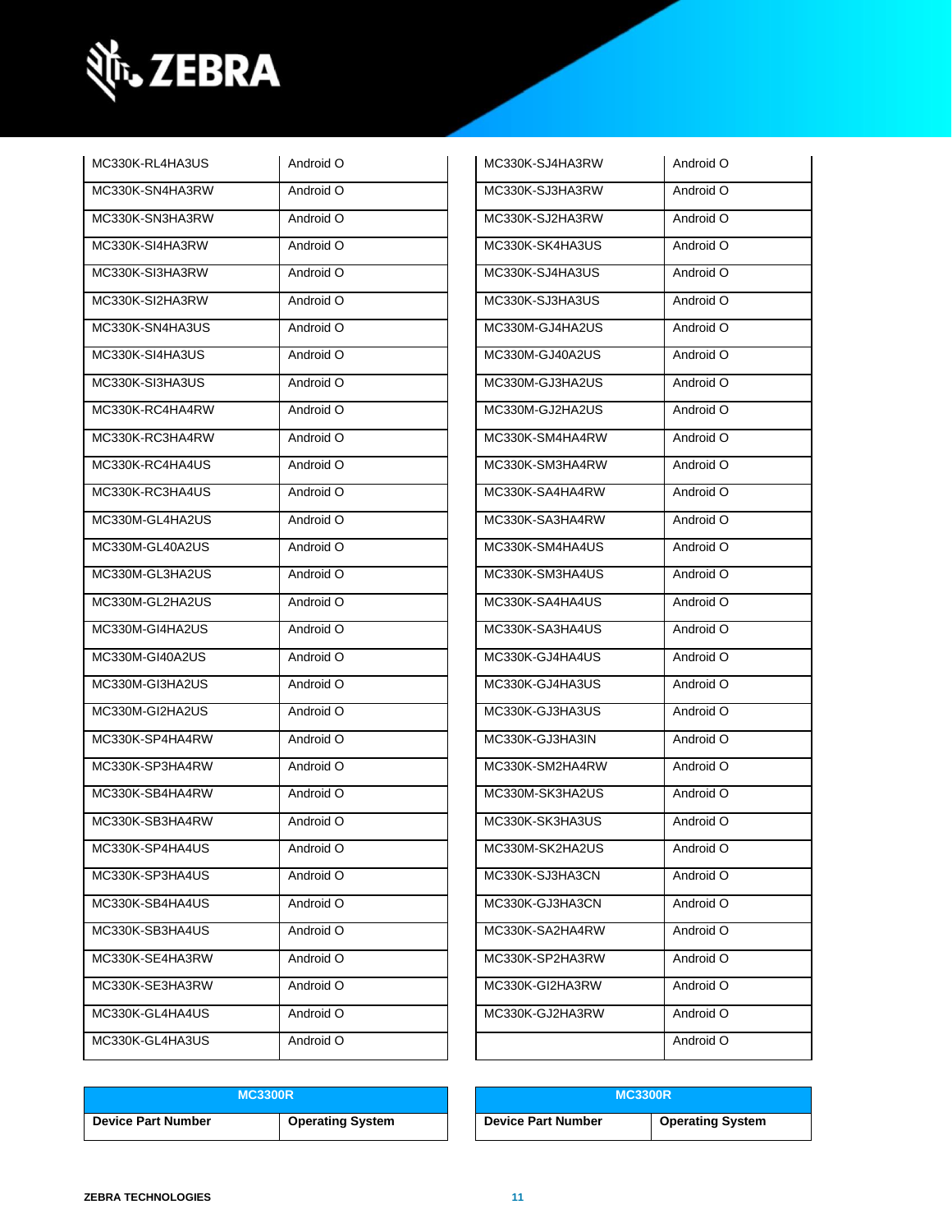| | |
|---|---|
| MC330K-RL4HA3US | Android O |
| MC330K-SN4HA3RW | Android O |
| MC330K-SN3HA3RW | Android O |
| MC330K-SI4HA3RW | Android O |
| MC330K-SI3HA3RW | Android O |
| MC330K-SI2HA3RW | Android O |
| MC330K-SN4HA3US | Android O |
| MC330K-SI4HA3US | Android O |
| MC330K-SI3HA3US | Android O |
| MC330K-RC4HA4RW | Android O |
| MC330K-RC3HA4RW | Android O |
| MC330K-RC4HA4US | Android O |
| MC330K-RC3HA4US | Android O |
| MC330M-GL4HA2US | Android O |
| MC330M-GL40A2US | Android O |
| MC330M-GL3HA2US | Android O |
| MC330M-GL2HA2US | Android O |
| MC330M-GI4HA2US | Android O |
| MC330M-GI40A2US | Android O |
| MC330M-GI3HA2US | Android O |
| MC330M-GI2HA2US | Android O |
| MC330K-SP4HA4RW | Android O |
| MC330K-SP3HA4RW | Android O |
| MC330K-SB4HA4RW | Android O |
| MC330K-SB3HA4RW | Android O |
| MC330K-SP4HA4US | Android O |
| MC330K-SP3HA4US | Android O |
| MC330K-SB4HA4US | Android O |
| MC330K-SB3HA4US | Android O |
| MC330K-SE4HA3RW | Android O |
| MC330K-SE3HA3RW | Android O |
| MC330K-GL4HA4US | Android O |
| MC330K-GL4HA3US | Android O |

| | |
|---|---|
| MC330K-SJ4HA3RW | Android O |
| MC330K-SJ3HA3RW | Android O |
| MC330K-SJ2HA3RW | Android O |
| MC330K-SK4HA3US | Android O |
| MC330K-SJ4HA3US | Android O |
| MC330K-SJ3HA3US | Android O |
| MC330M-GJ4HA2US | Android O |
| MC330M-GJ40A2US | Android O |
| MC330M-GJ3HA2US | Android O |
| MC330M-GJ2HA2US | Android O |
| MC330K-SM4HA4RW | Android O |
| MC330K-SM3HA4RW | Android O |
| MC330K-SA4HA4RW | Android O |
| MC330K-SA3HA4RW | Android O |
| MC330K-SM4HA4US | Android O |
| MC330K-SM3HA4US | Android O |
| MC330K-SA4HA4US | Android O |
| MC330K-SA3HA4US | Android O |
| MC330K-GJ4HA4US | Android O |
| MC330K-GJ4HA3US | Android O |
| MC330K-GJ3HA3US | Android O |
| MC330K-GJ3HA3IN | Android O |
| MC330K-SM2HA4RW | Android O |
| MC330M-SK3HA2US | Android O |
| MC330K-SK3HA3US | Android O |
| MC330M-SK2HA2US | Android O |
| MC330K-SJ3HA3CN | Android O |
| MC330K-GJ3HA3CN | Android O |
| MC330K-SA2HA4RW | Android O |
| MC330K-SP2HA3RW | Android O |
| MC330K-GI2HA3RW | Android O |
| MC330K-GJ2HA3RW | Android O |
| | Android O |

| MC3300R | |
|---|---|
| **Device Part Number** | **Operating System** |

| MC3300R | |
|---|---|
| **Device Part Number** | **Operating System** |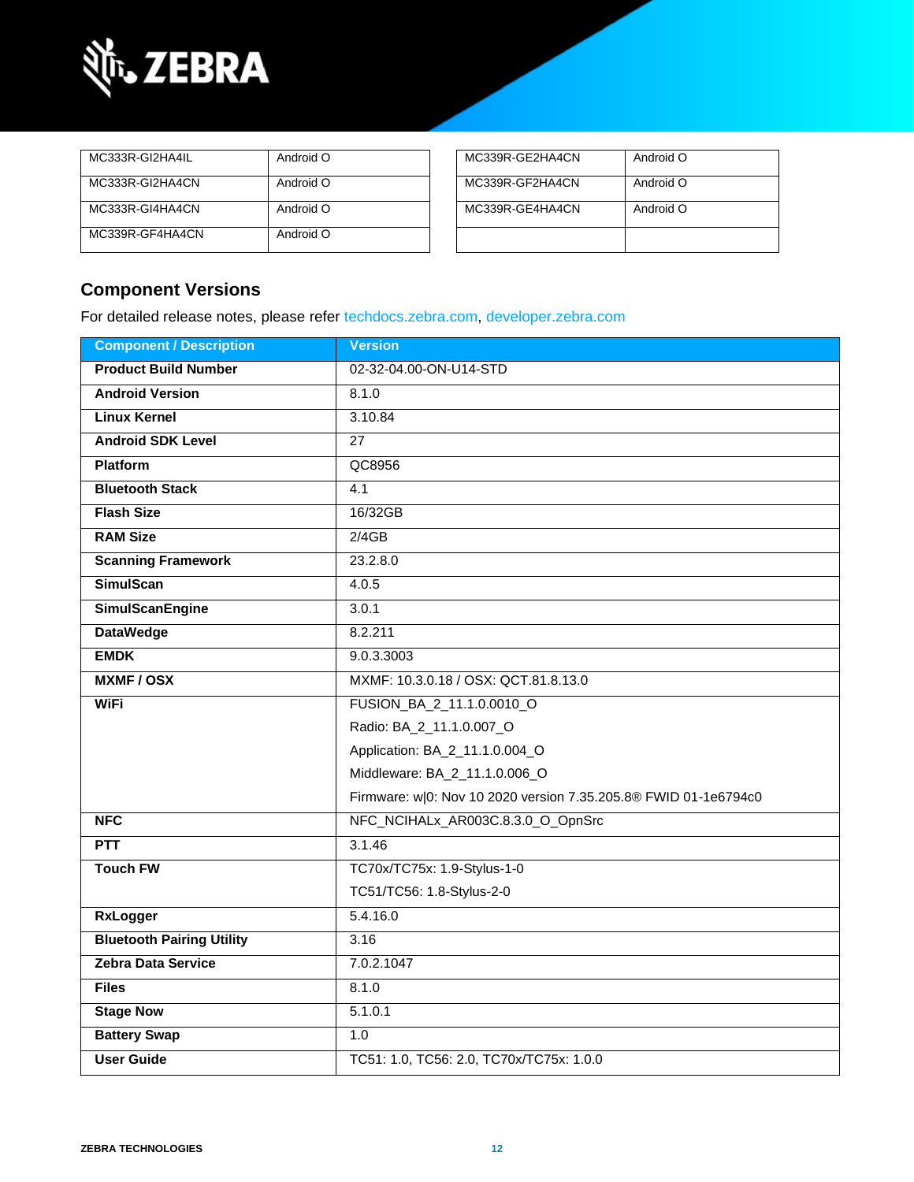| MC333R-GI2HA4IL | Android O |
| --- | --- |
| MC333R-GI2HA4CN | Android O |
| MC333R-GI4HA4CN | Android O |
| MC339R-GF4HA4CN | Android O |

| MC339R-GE2HA4CN | Android O |
| --- | --- |
| MC339R-GF2HA4CN | Android O |
| MC339R-GE4HA4CN | Android O |
| | |

## Component Versions

For detailed release notes, please refer techdocs.zebra.com, developer.zebra.com

| Component / Description | Version |
| --- | --- |
| **Product Build Number** | 02-32-04.00-ON-U14-STD |
| **Android Version** | 8.1.0 |
| **Linux Kernel** | 3.10.84 |
| **Android SDK Level** | 27 |
| **Platform** | QC8956 |
| **Bluetooth Stack** | 4.1 |
| **Flash Size** | 16/32GB |
| **RAM Size** | 2/4GB |
| **Scanning Framework** | 23.2.8.0 |
| **SimulScan** | 4.0.5 |
| **SimulScanEngine** | 3.0.1 |
| **DataWedge** | 8.2.211 |
| **EMDK** | 9.0.3.3003 |
| **MXMF / OSX** | MXMF: 10.3.0.18 / OSX: QCT.81.8.13.0 |
| **WiFi** | FUSION_BA_2_11.1.0.0010_O<br>Radio: BA_2_11.1.0.007_O<br>Application: BA_2_11.1.0.004_O<br>Middleware: BA_2_11.1.0.006_O<br>Firmware: w\|0: Nov 10 2020 version 7.35.205.8® FWID 01-1e6794c0 |
| **NFC** | NFC_NCIHALx_AR003C.8.3.0_O_OpnSrc |
| **PTT** | 3.1.46 |
| **Touch FW** | TC70x/TC75x: 1.9-Stylus-1-0<br>TC51/TC56: 1.8-Stylus-2-0 |
| **RxLogger** | 5.4.16.0 |
| **Bluetooth Pairing Utility** | 3.16 |
| **Zebra Data Service** | 7.0.2.1047 |
| **Files** | 8.1.0 |
| **Stage Now** | 5.1.0.1 |
| **Battery Swap** | 1.0 |
| **User Guide** | TC51: 1.0, TC56: 2.0, TC70x/TC75x: 1.0.0 |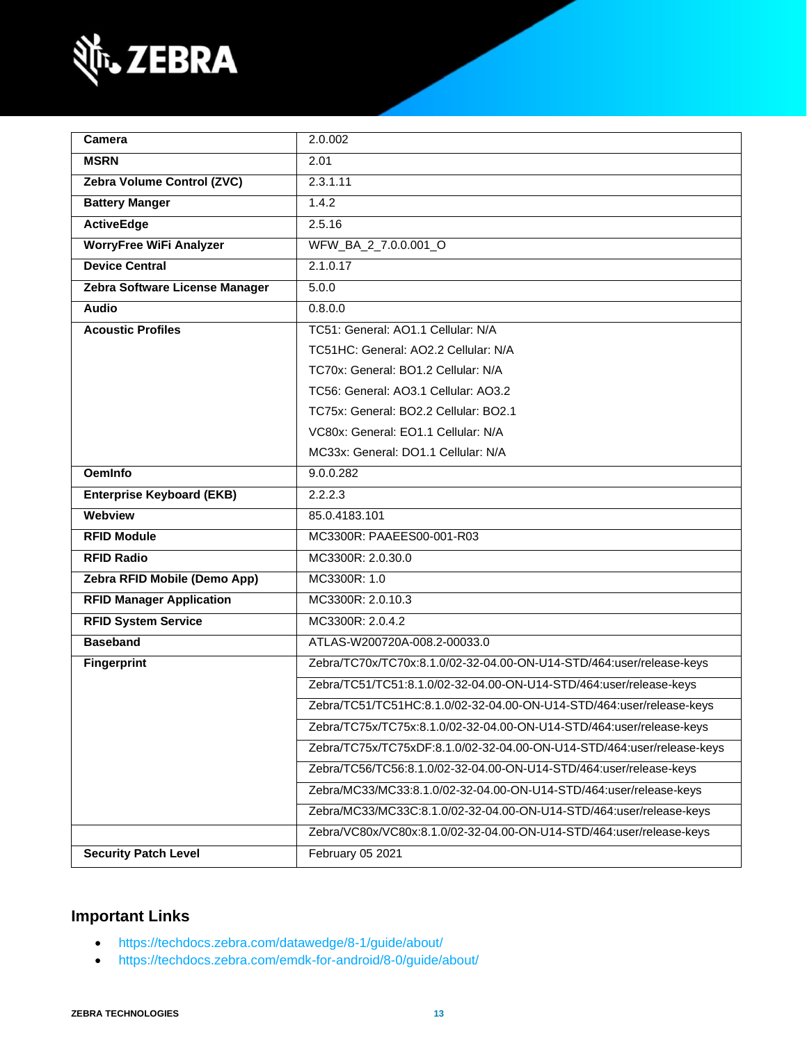| Camera | 2.0.002 |
|---|---|
| MSRN | 2.01 |
| Zebra Volume Control (ZVC) | 2.3.1.11 |
| Battery Manger | 1.4.2 |
| ActiveEdge | 2.5.16 |
| WorryFree WiFi Analyzer | WFW_BA_2_7.0.0.001_O |
| Device Central | 2.1.0.17 |
| Zebra Software License Manager | 5.0.0 |
| Audio | 0.8.0.0 |
| Acoustic Profiles | TC51: General: AO1.1 Cellular: N/A<br>TC51HC: General: AO2.2 Cellular: N/A<br>TC70x: General: BO1.2 Cellular: N/A<br>TC56: General: AO3.1 Cellular: AO3.2<br>TC75x: General: BO2.2 Cellular: BO2.1<br>VC80x: General: EO1.1 Cellular: N/A<br>MC33x: General: DO1.1 Cellular: N/A |
| OemInfo | 9.0.0.282 |
| Enterprise Keyboard (EKB) | 2.2.2.3 |
| Webview | 85.0.4183.101 |
| RFID Module | MC3300R: PAAEES00-001-R03 |
| RFID Radio | MC3300R: 2.0.30.0 |
| Zebra RFID Mobile (Demo App) | MC3300R: 1.0 |
| RFID Manager Application | MC3300R: 2.0.10.3 |
| RFID System Service | MC3300R: 2.0.4.2 |
| Baseband | ATLAS-W200720A-008.2-00033.0 |
| Fingerprint | Zebra/TC70x/TC70x:8.1.0/02-32-04.00-ON-U14-STD/464:user/release-keys |
| | Zebra/TC51/TC51:8.1.0/02-32-04.00-ON-U14-STD/464:user/release-keys |
| | Zebra/TC51/TC51HC:8.1.0/02-32-04.00-ON-U14-STD/464:user/release-keys |
| | Zebra/TC75x/TC75x:8.1.0/02-32-04.00-ON-U14-STD/464:user/release-keys |
| | Zebra/TC75x/TC75xDF:8.1.0/02-32-04.00-ON-U14-STD/464:user/release-keys |
| | Zebra/TC56/TC56:8.1.0/02-32-04.00-ON-U14-STD/464:user/release-keys |
| | Zebra/MC33/MC33:8.1.0/02-32-04.00-ON-U14-STD/464:user/release-keys |
| | Zebra/MC33/MC33C:8.1.0/02-32-04.00-ON-U14-STD/464:user/release-keys |
| | Zebra/VC80x/VC80x:8.1.0/02-32-04.00-ON-U14-STD/464:user/release-keys |
| Security Patch Level | February 05 2021 |

## Important Links

- https://techdocs.zebra.com/datawedge/8-1/guide/about/
- https://techdocs.zebra.com/emdk-for-android/8-0/guide/about/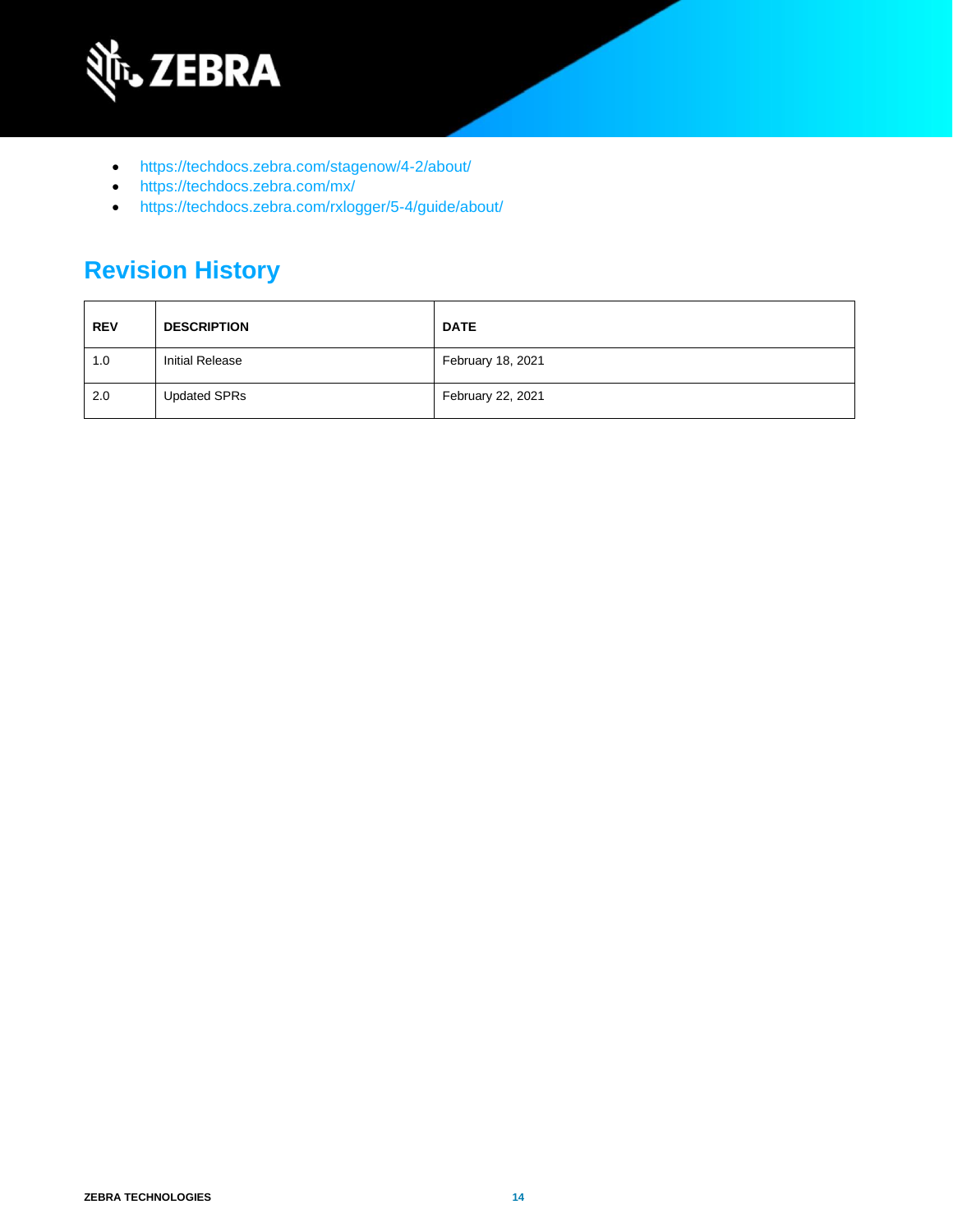- https://techdocs.zebra.com/stagenow/4-2/about/
- https://techdocs.zebra.com/mx/
- https://techdocs.zebra.com/rxlogger/5-4/guide/about/

## Revision History

| REV | DESCRIPTION | DATE |
|---|---|---|
| 1.0 | Initial Release | February 18, 2021 |
| 2.0 | Updated SPRs | February 22, 2021 |